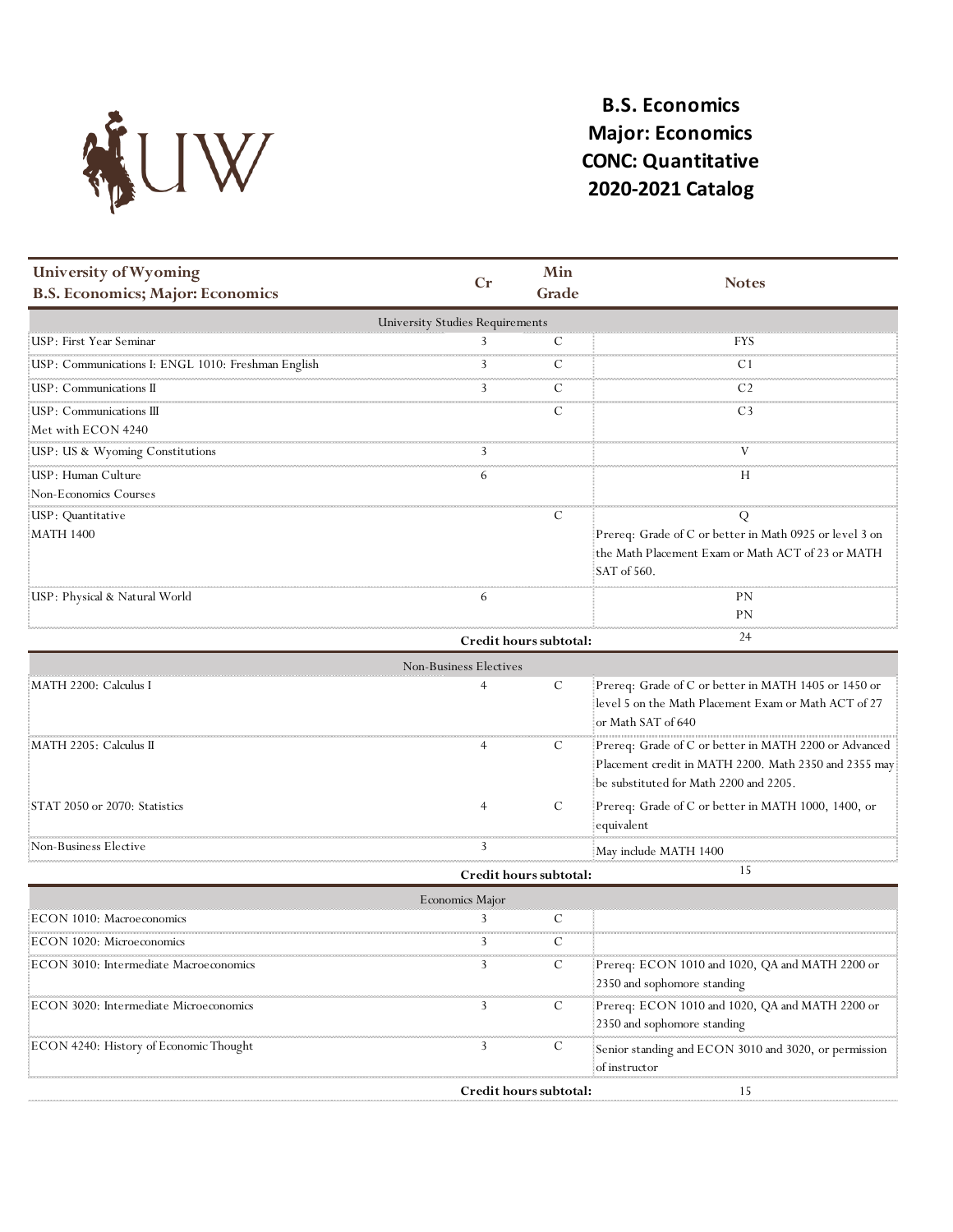# B.S. Economics
# Major: Economics
# CONC: Quantitative
# 2020-2021 Catalog

| University of Wyoming<br>B.S. Economics; Major: Economics | Cr | Min Grade | Notes |
|---|---|---|---|
| University Studies Requirements | | | |
| USP: First Year Seminar | 3 | C | FYS |
| USP: Communications I: ENGL 1010: Freshman English | 3 | C | C1 |
| USP: Communications II | 3 | C | C2 |
| USP: Communications III<br>Met with ECON 4240 | | C | C3 |
| USP: US & Wyoming Constitutions | 3 | | V |
| USP: Human Culture<br>Non-Economics Courses | 6 | | H |
| USP: Quantitative<br>MATH 1400 | | C | Q<br>Prereq: Grade of C or better in Math 0925 or level 3 on the Math Placement Exam or Math ACT of 23 or MATH SAT of 560. |
| USP: Physical & Natural World | 6 | | PN<br>PN |
| | **Credit hours subtotal:** | | 24 |
| Non-Business Electives | | | |
| MATH 2200: Calculus I | 4 | C | Prereq: Grade of C or better in MATH 1405 or 1450 or level 5 on the Math Placement Exam or Math ACT of 27 or Math SAT of 640 |
| MATH 2205: Calculus II | 4 | C | Prereq: Grade of C or better in MATH 2200 or Advanced Placement credit in MATH 2200. Math 2350 and 2355 may be substituted for Math 2200 and 2205. |
| STAT 2050 or 2070: Statistics | 4 | C | Prereq: Grade of C or better in MATH 1000, 1400, or equivalent |
| Non-Business Elective | 3 | | May include MATH 1400 |
| | **Credit hours subtotal:** | | 15 |
| Economics Major | | | |
| ECON 1010: Macroeconomics | 3 | C | |
| ECON 1020: Microeconomics | 3 | C | |
| ECON 3010: Intermediate Macroeconomics | 3 | C | Prereq: ECON 1010 and 1020, QA and MATH 2200 or 2350 and sophomore standing |
| ECON 3020: Intermediate Microeconomics | 3 | C | Prereq: ECON 1010 and 1020, QA and MATH 2200 or 2350 and sophomore standing |
| ECON 4240: History of Economic Thought | 3 | C | Senior standing and ECON 3010 and 3020, or permission of instructor |
| | **Credit hours subtotal:** | | 15 |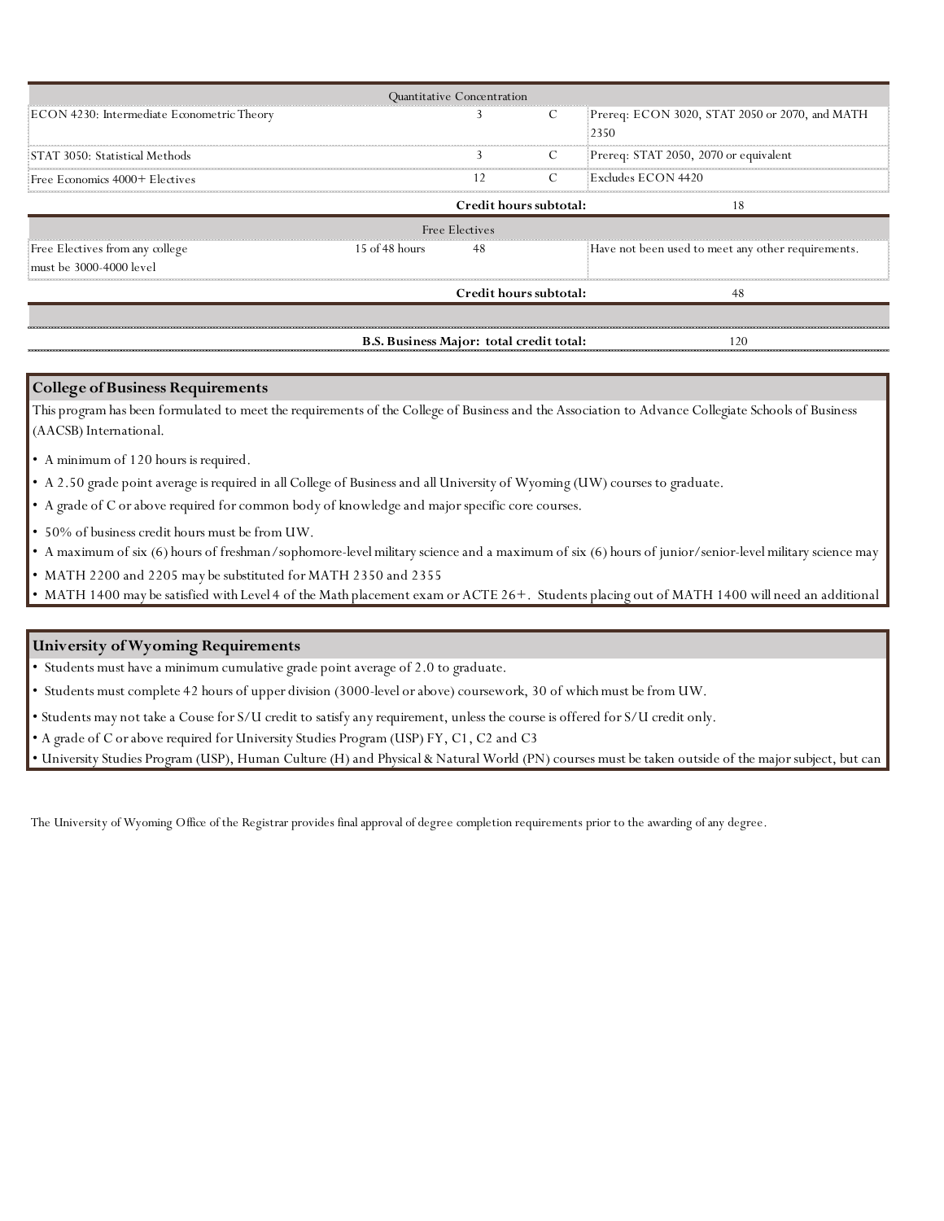| | | | |
|---|---|---|---|
| **Quantitative Concentration** | | | |
| ECON 4230: Intermediate Econometric Theory | 3 | C | Prereq: ECON 3020, STAT 2050 or 2070, and MATH 2350 |
| STAT 3050: Statistical Methods | 3 | C | Prereq: STAT 2050, 2070 or equivalent |
| Free Economics 4000+ Electives | 12 | C | Excludes ECON 4420 |
| | **Credit hours subtotal:** | | 18 |
| **Free Electives** | | | |
| Free Electives from any college must be 3000-4000 level (15 of 48 hours) | 48 | | Have not been used to meet any other requirements. |
| | **Credit hours subtotal:** | | 48 |
| | **B.S. Business Major: total credit total:** | | 120 |

## College of Business Requirements

This program has been formulated to meet the requirements of the College of Business and the Association to Advance Collegiate Schools of Business (AACSB) International.

- A minimum of 120 hours is required.
- A 2.50 grade point average is required in all College of Business and all University of Wyoming (UW) courses to graduate.
- A grade of C or above required for common body of knowledge and major specific core courses.
- 50% of business credit hours must be from UW.
- A maximum of six (6) hours of freshman/sophomore-level military science and a maximum of six (6) hours of junior/senior-level military science may
- MATH 2200 and 2205 may be substituted for MATH 2350 and 2355
- MATH 1400 may be satisfied with Level 4 of the Math placement exam or ACTE 26+. Students placing out of MATH 1400 will need an additional

## University of Wyoming Requirements

- Students must have a minimum cumulative grade point average of 2.0 to graduate.
- Students must complete 42 hours of upper division (3000-level or above) coursework, 30 of which must be from UW.
- Students may not take a Couse for S/U credit to satisfy any requirement, unless the course is offered for S/U credit only.
- A grade of C or above required for University Studies Program (USP) FY, C1, C2 and C3
- University Studies Program (USP), Human Culture (H) and Physical & Natural World (PN) courses must be taken outside of the major subject, but can

The University of Wyoming Office of the Registrar provides final approval of degree completion requirements prior to the awarding of any degree.